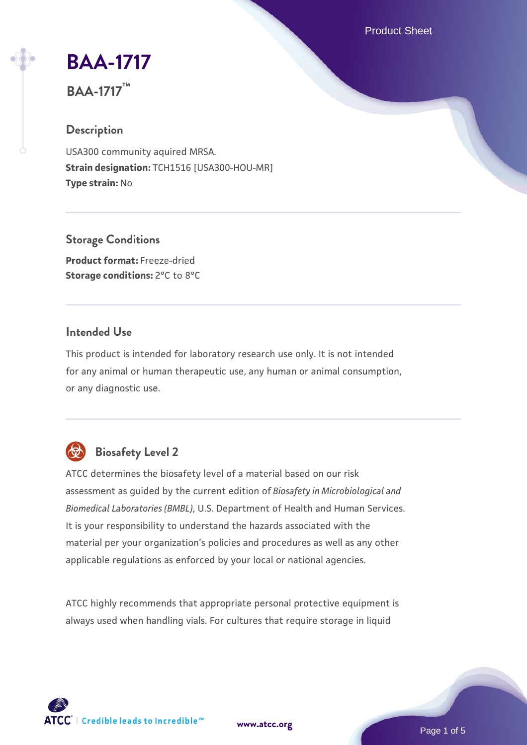# BAA-1717

**BAA-1717™**

## Description

USA300 community aquired MRSA.
**Strain designation:** TCH1516 [USA300-HOU-MR]
**Type strain:** No

## Storage Conditions

**Product format:** Freeze-dried
**Storage conditions:** 2°C to 8°C

## Intended Use

This product is intended for laboratory research use only. It is not intended for any animal or human therapeutic use, any human or animal consumption, or any diagnostic use.

## Biosafety Level 2

ATCC determines the biosafety level of a material based on our risk assessment as guided by the current edition of *Biosafety in Microbiological and Biomedical Laboratories (BMBL)*, U.S. Department of Health and Human Services. It is your responsibility to understand the hazards associated with the material per your organization's policies and procedures as well as any other applicable regulations as enforced by your local or national agencies.

ATCC highly recommends that appropriate personal protective equipment is always used when handling vials. For cultures that require storage in liquid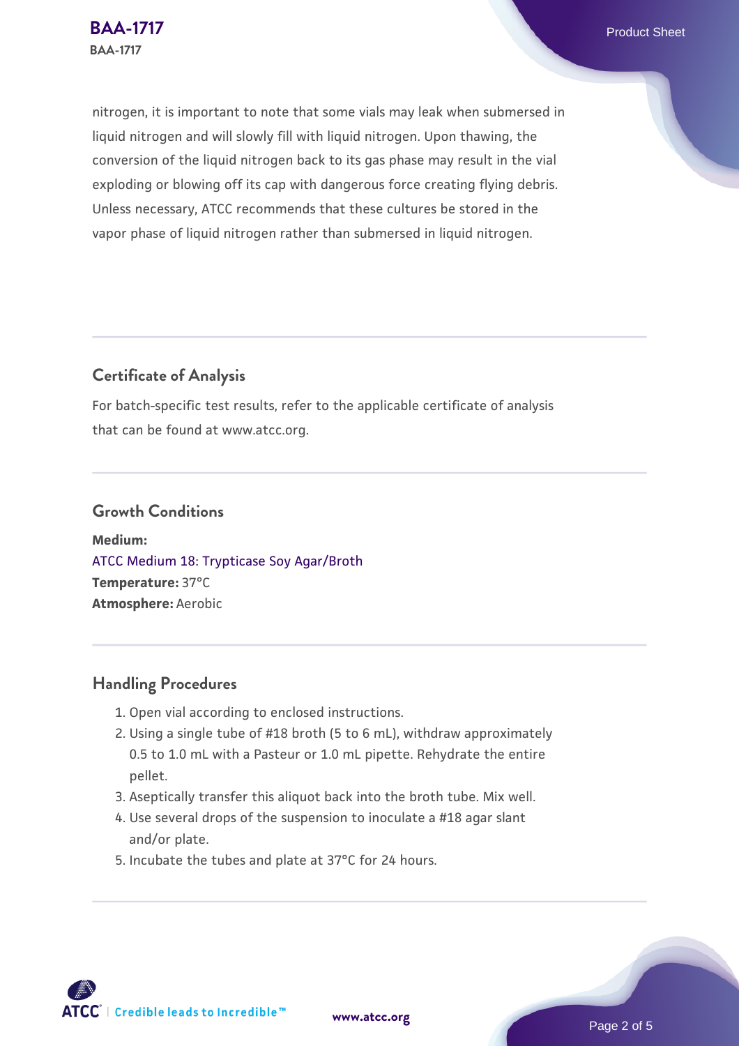nitrogen, it is important to note that some vials may leak when submersed in liquid nitrogen and will slowly fill with liquid nitrogen. Upon thawing, the conversion of the liquid nitrogen back to its gas phase may result in the vial exploding or blowing off its cap with dangerous force creating flying debris. Unless necessary, ATCC recommends that these cultures be stored in the vapor phase of liquid nitrogen rather than submersed in liquid nitrogen.

## Certificate of Analysis

For batch-specific test results, refer to the applicable certificate of analysis that can be found at www.atcc.org.

## Growth Conditions

**Medium:**
ATCC Medium 18: Trypticase Soy Agar/Broth
**Temperature:** 37°C
**Atmosphere:** Aerobic

## Handling Procedures

1. Open vial according to enclosed instructions.
2. Using a single tube of #18 broth (5 to 6 mL), withdraw approximately 0.5 to 1.0 mL with a Pasteur or 1.0 mL pipette. Rehydrate the entire pellet.
3. Aseptically transfer this aliquot back into the broth tube. Mix well.
4. Use several drops of the suspension to inoculate a #18 agar slant and/or plate.
5. Incubate the tubes and plate at 37°C for 24 hours.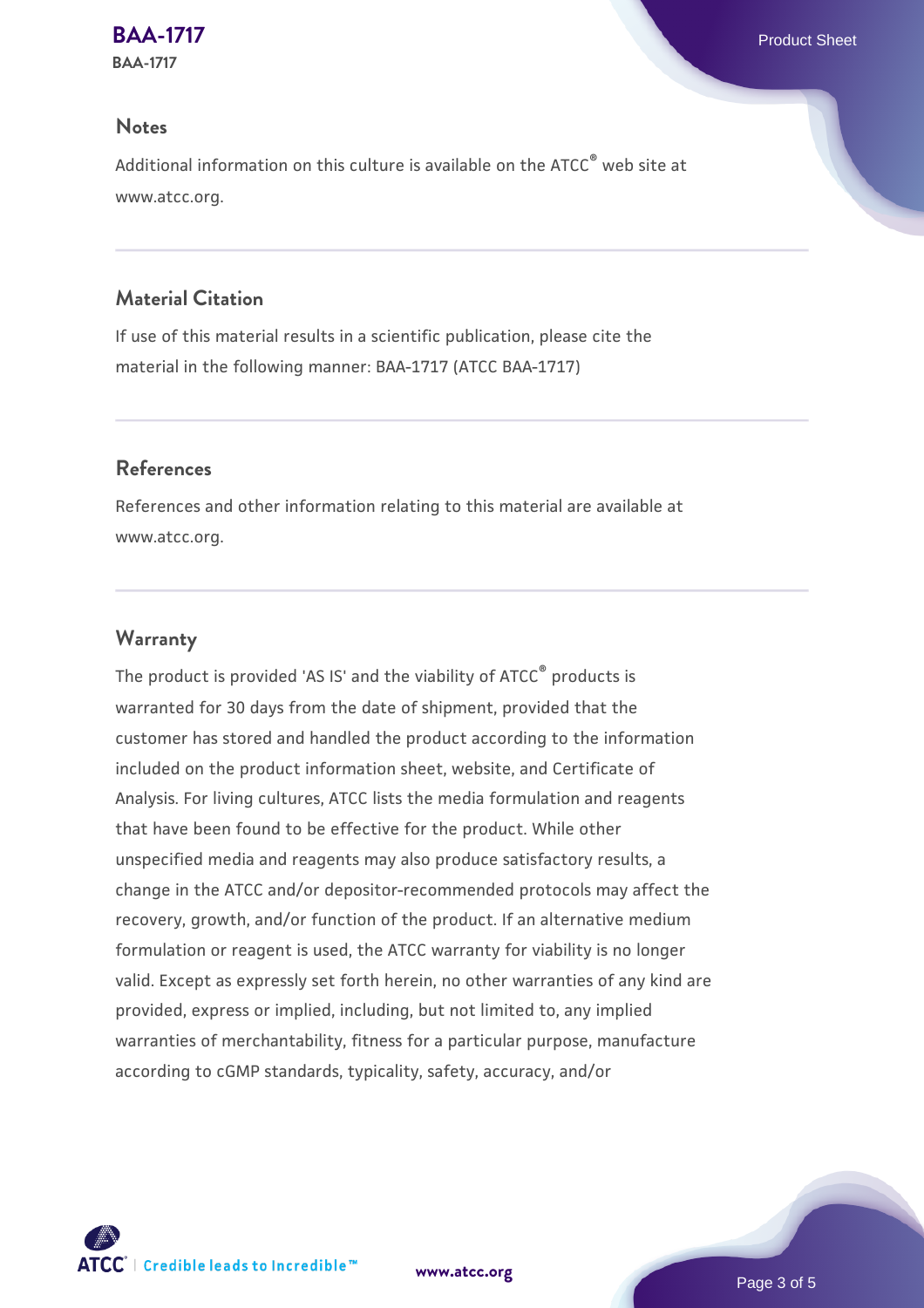## Notes

Additional information on this culture is available on the ATCC® web site at www.atcc.org.

## Material Citation

If use of this material results in a scientific publication, please cite the material in the following manner: BAA-1717 (ATCC BAA-1717)

## References

References and other information relating to this material are available at www.atcc.org.

## Warranty

The product is provided 'AS IS' and the viability of ATCC® products is warranted for 30 days from the date of shipment, provided that the customer has stored and handled the product according to the information included on the product information sheet, website, and Certificate of Analysis. For living cultures, ATCC lists the media formulation and reagents that have been found to be effective for the product. While other unspecified media and reagents may also produce satisfactory results, a change in the ATCC and/or depositor-recommended protocols may affect the recovery, growth, and/or function of the product. If an alternative medium formulation or reagent is used, the ATCC warranty for viability is no longer valid. Except as expressly set forth herein, no other warranties of any kind are provided, express or implied, including, but not limited to, any implied warranties of merchantability, fitness for a particular purpose, manufacture according to cGMP standards, typicality, safety, accuracy, and/or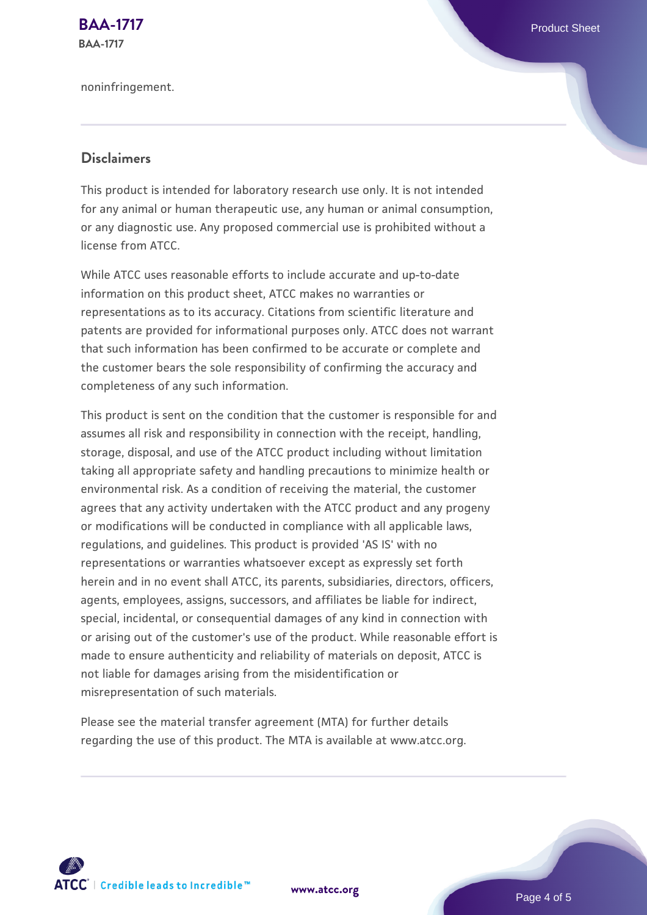noninfringement.

## Disclaimers

This product is intended for laboratory research use only. It is not intended for any animal or human therapeutic use, any human or animal consumption, or any diagnostic use. Any proposed commercial use is prohibited without a license from ATCC.

While ATCC uses reasonable efforts to include accurate and up-to-date information on this product sheet, ATCC makes no warranties or representations as to its accuracy. Citations from scientific literature and patents are provided for informational purposes only. ATCC does not warrant that such information has been confirmed to be accurate or complete and the customer bears the sole responsibility of confirming the accuracy and completeness of any such information.

This product is sent on the condition that the customer is responsible for and assumes all risk and responsibility in connection with the receipt, handling, storage, disposal, and use of the ATCC product including without limitation taking all appropriate safety and handling precautions to minimize health or environmental risk. As a condition of receiving the material, the customer agrees that any activity undertaken with the ATCC product and any progeny or modifications will be conducted in compliance with all applicable laws, regulations, and guidelines. This product is provided 'AS IS' with no representations or warranties whatsoever except as expressly set forth herein and in no event shall ATCC, its parents, subsidiaries, directors, officers, agents, employees, assigns, successors, and affiliates be liable for indirect, special, incidental, or consequential damages of any kind in connection with or arising out of the customer's use of the product. While reasonable effort is made to ensure authenticity and reliability of materials on deposit, ATCC is not liable for damages arising from the misidentification or misrepresentation of such materials.

Please see the material transfer agreement (MTA) for further details regarding the use of this product. The MTA is available at www.atcc.org.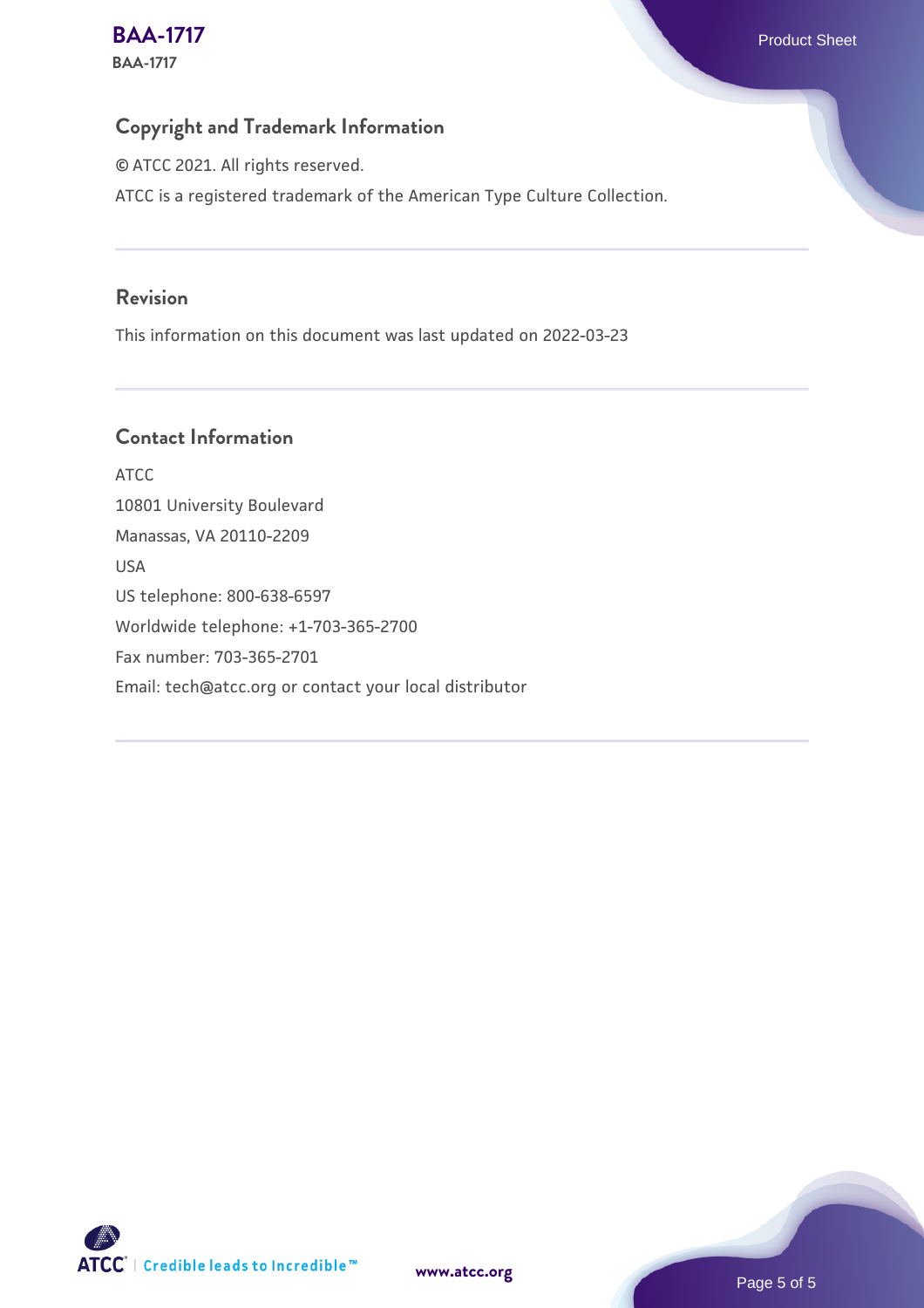## Copyright and Trademark Information

© ATCC 2021. All rights reserved.

ATCC is a registered trademark of the American Type Culture Collection.

## Revision

This information on this document was last updated on 2022-03-23

## Contact Information

ATCC
10801 University Boulevard
Manassas, VA 20110-2209
USA
US telephone: 800-638-6597
Worldwide telephone: +1-703-365-2700
Fax number: 703-365-2701
Email: tech@atcc.org or contact your local distributor